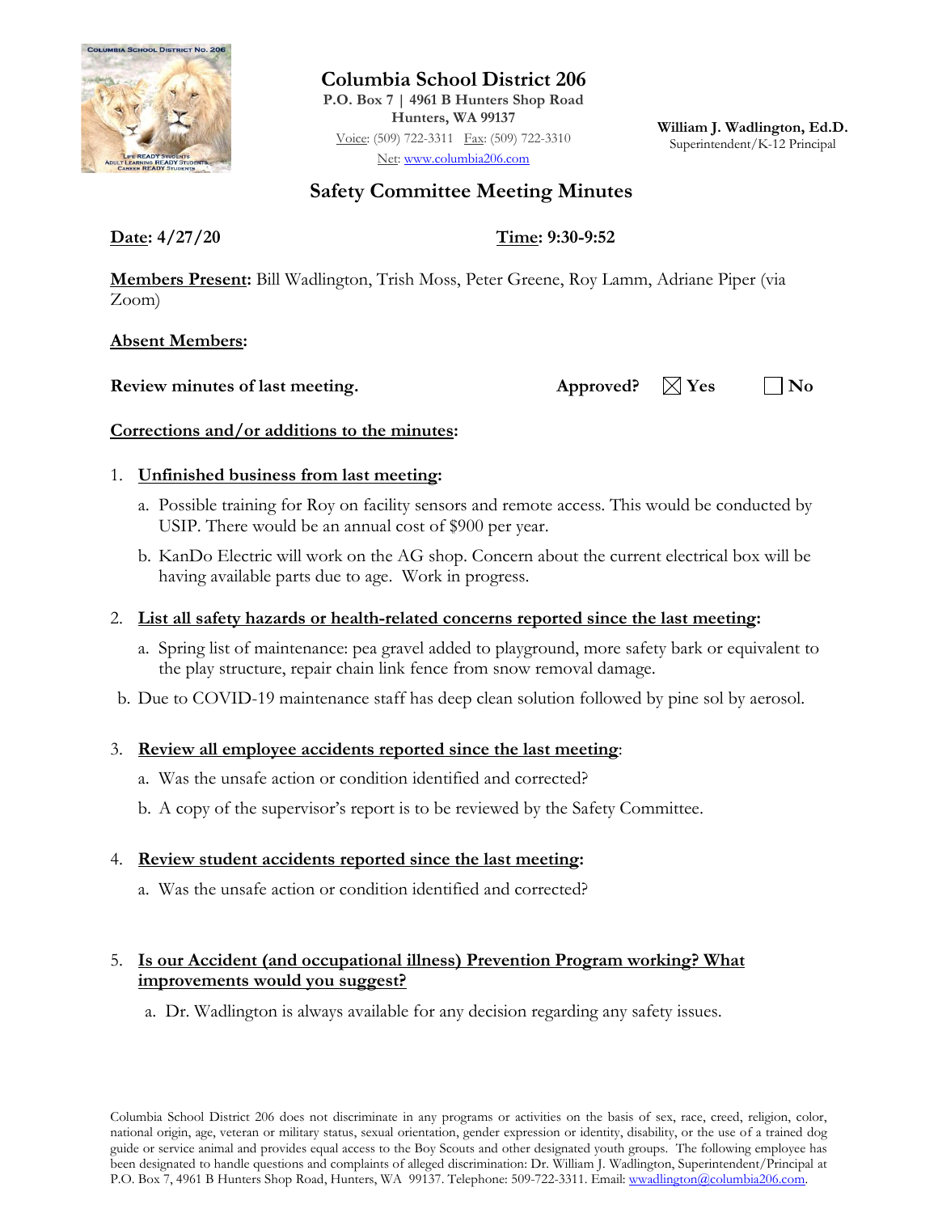# Columbia School District 206

**P.O. Box 7 | 4961 B Hunters Shop Road**
**Hunters, WA 99137**
Voice: (509) 722-3311 Fax: (509) 722-3310
Net: www.columbia206.com

**William J. Wadlington, Ed.D.**
Superintendent/K-12 Principal

## Safety Committee Meeting Minutes

**Date: 4/27/20** **Time: 9:30-9:52**

**Members Present:** Bill Wadlington, Trish Moss, Peter Greene, Roy Lamm, Adriane Piper (via Zoom)

**Absent Members:**

**Review minutes of last meeting.** **Approved?** ☒ **Yes** ☐ **No**

**Corrections and/or additions to the minutes:**

1. **Unfinished business from last meeting:**
   a. Possible training for Roy on facility sensors and remote access. This would be conducted by USIP. There would be an annual cost of $900 per year.
   b. KanDo Electric will work on the AG shop. Concern about the current electrical box will be having available parts due to age. Work in progress.

2. **List all safety hazards or health-related concerns reported since the last meeting:**
   a. Spring list of maintenance: pea gravel added to playground, more safety bark or equivalent to the play structure, repair chain link fence from snow removal damage.
   b. Due to COVID-19 maintenance staff has deep clean solution followed by pine sol by aerosol.

3. **Review all employee accidents reported since the last meeting:**
   a. Was the unsafe action or condition identified and corrected?
   b. A copy of the supervisor's report is to be reviewed by the Safety Committee.

4. **Review student accidents reported since the last meeting:**
   a. Was the unsafe action or condition identified and corrected?

5. **Is our Accident (and occupational illness) Prevention Program working? What improvements would you suggest?**
   a. Dr. Wadlington is always available for any decision regarding any safety issues.

Columbia School District 206 does not discriminate in any programs or activities on the basis of sex, race, creed, religion, color, national origin, age, veteran or military status, sexual orientation, gender expression or identity, disability, or the use of a trained dog guide or service animal and provides equal access to the Boy Scouts and other designated youth groups. The following employee has been designated to handle questions and complaints of alleged discrimination: Dr. William J. Wadlington, Superintendent/Principal at P.O. Box 7, 4961 B Hunters Shop Road, Hunters, WA 99137. Telephone: 509-722-3311. Email: wwadlington@columbia206.com.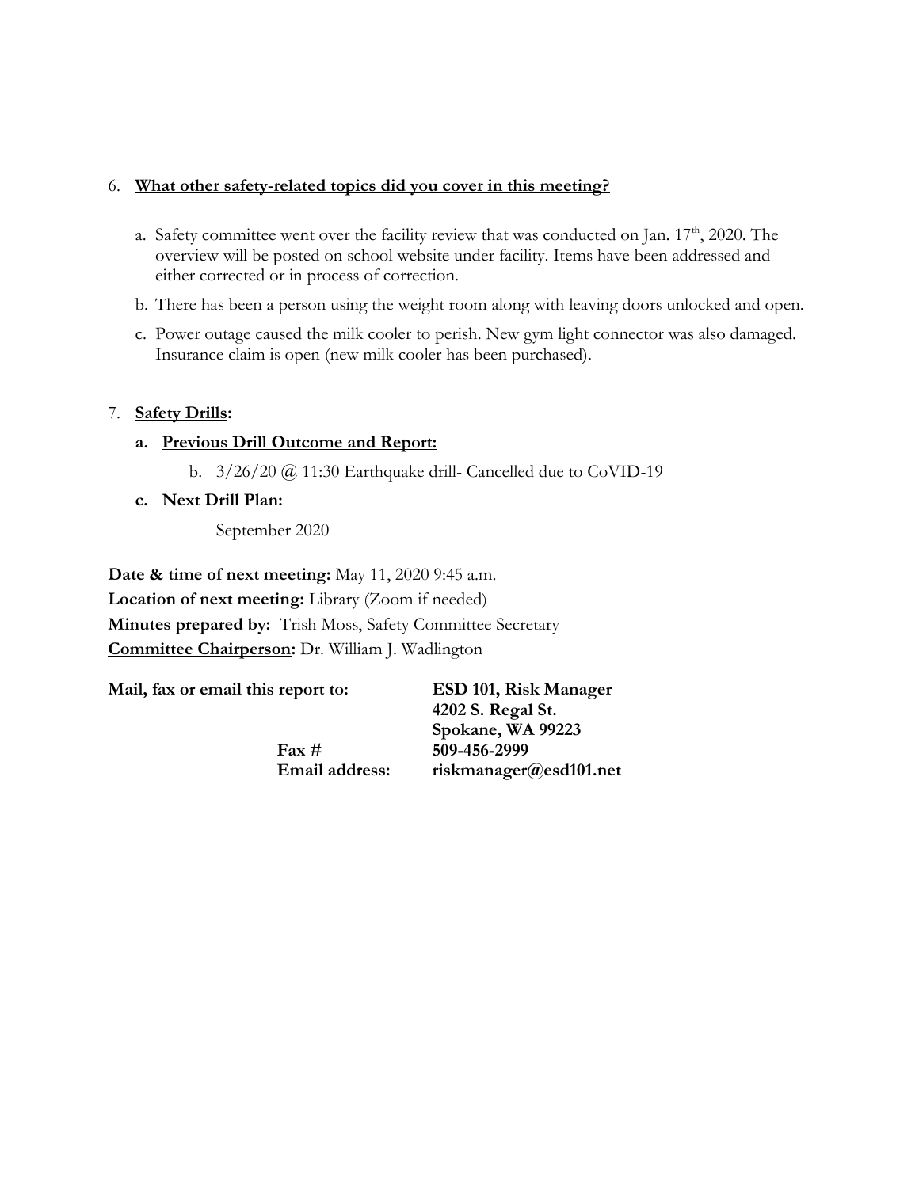6. **<u>What other safety-related topics did you cover in this meeting?</u>**

   a. Safety committee went over the facility review that was conducted on Jan. 17th, 2020. The overview will be posted on school website under facility. Items have been addressed and either corrected or in process of correction.

   b. There has been a person using the weight room along with leaving doors unlocked and open.

   c. Power outage caused the milk cooler to perish. New gym light connector was also damaged. Insurance claim is open (new milk cooler has been purchased).

7. **<u>Safety Drills</u>:**

   a. **<u>Previous Drill Outcome and Report:</u>**

      b. 3/26/20 @ 11:30 Earthquake drill- Cancelled due to CoVID-19

   c. **<u>Next Drill Plan:</u>**

      September 2020

**Date & time of next meeting:** May 11, 2020 9:45 a.m.
**Location of next meeting:** Library (Zoom if needed)
**Minutes prepared by:** Trish Moss, Safety Committee Secretary
**<u>Committee Chairperson</u>:** Dr. William J. Wadlington

| | |
|---|---|
| **Mail, fax or email this report to:** | **ESD 101, Risk Manager** |
| | **4202 S. Regal St.** |
| | **Spokane, WA 99223** |
| **Fax #** | **509-456-2999** |
| **Email address:** | **riskmanager@esd101.net** |